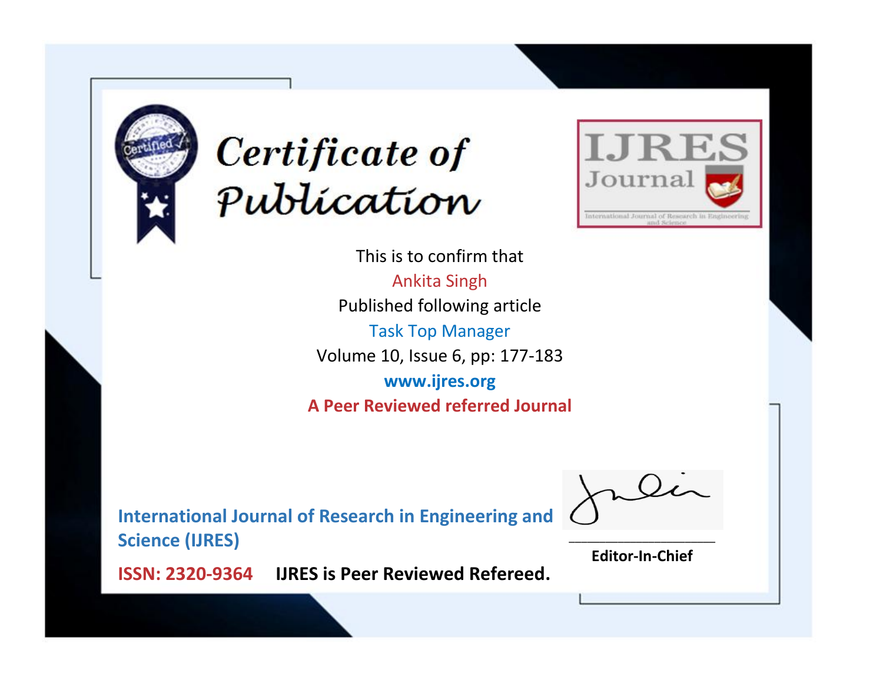# Certificate of Publication

IJRES Journal

International Journal of Research in Engineering and Science

This is to confirm that

Ankita Singh

Published following article

Task Top Manager

Volume 10, Issue 6, pp: 177-183

**www.ijres.org**

**A Peer Reviewed referred Journal**

**International Journal of Research in Engineering and Science (IJRES)**

**ISSN: 2320-9364** **IJRES is Peer Reviewed Refereed.**

**Editor-In-Chief**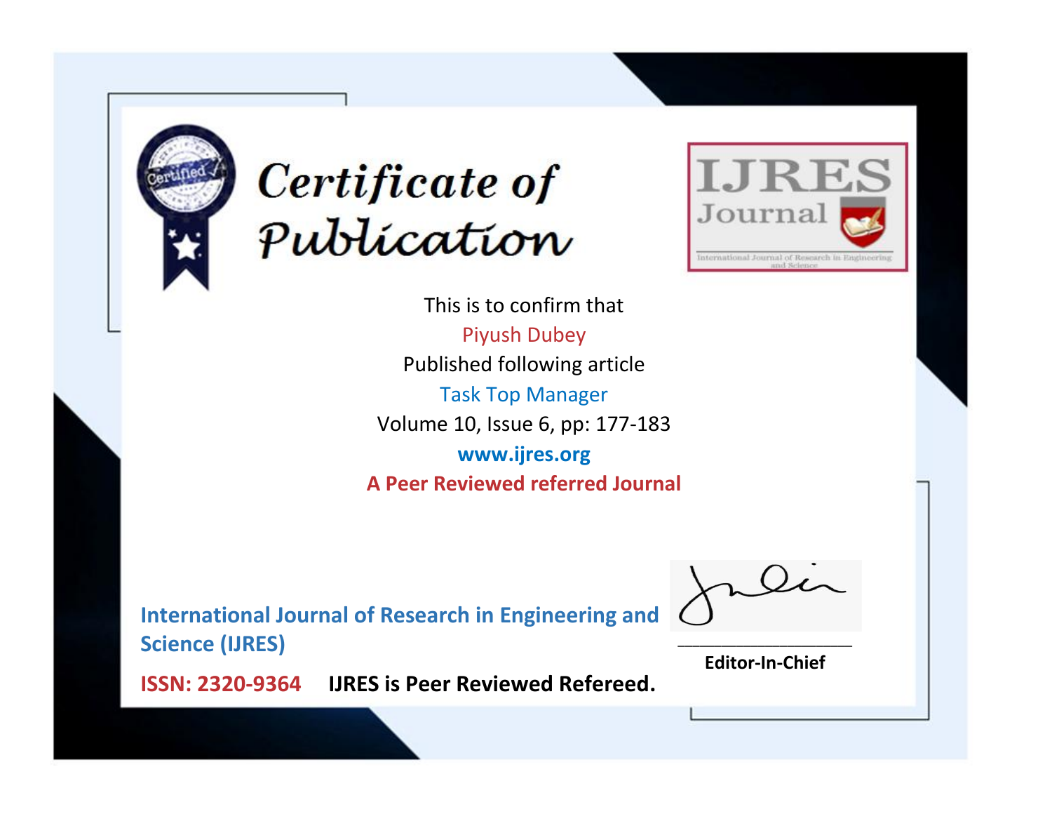# Certificate of Publication

IJRES Journal

International Journal of Research in Engineering and Science

This is to confirm that

Piyush Dubey

Published following article

Task Top Manager

Volume 10, Issue 6, pp: 177-183

www.ijres.org

**A Peer Reviewed referred Journal**

**International Journal of Research in Engineering and Science (IJRES)**

**ISSN: 2320-9364** **IJRES is Peer Reviewed Refereed.**

**Editor-In-Chief**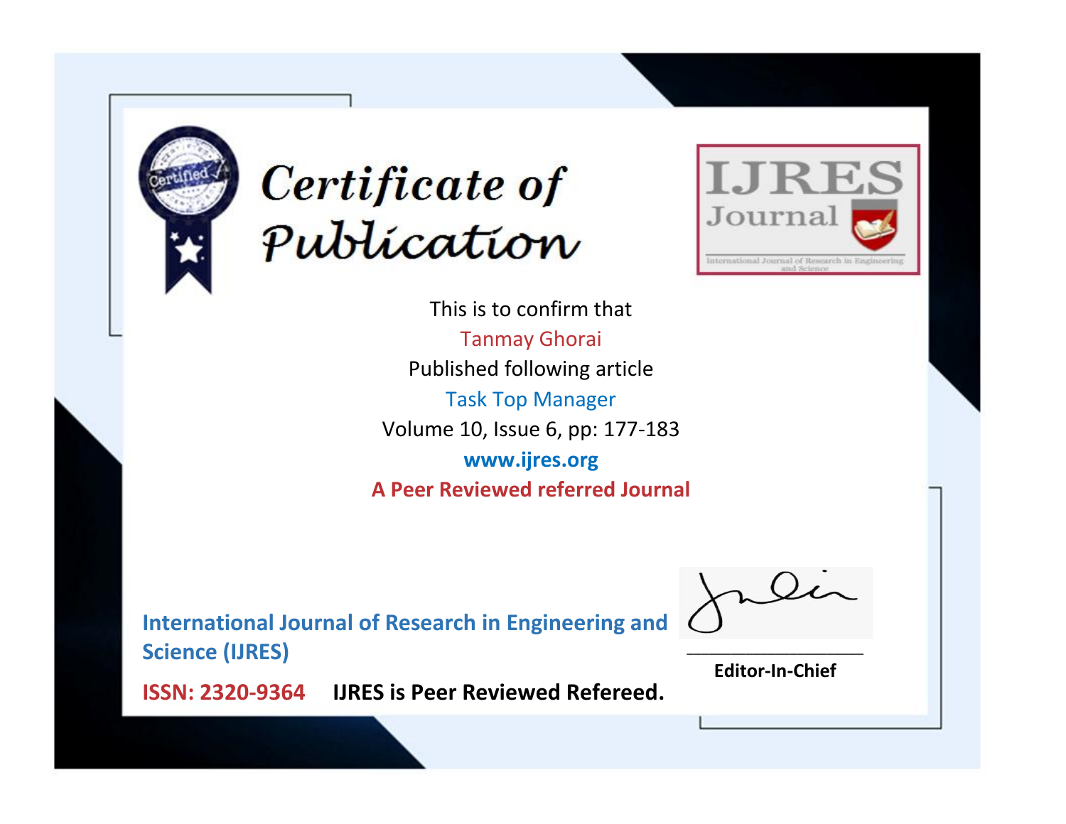# Certificate of Publication

IJRES Journal

International Journal of Research in Engineering and Science

This is to confirm that

Tanmay Ghorai

Published following article

Task Top Manager

Volume 10, Issue 6, pp: 177-183

**www.ijres.org**

**A Peer Reviewed referred Journal**

**International Journal of Research in Engineering and Science (IJRES)**

**ISSN: 2320-9364** **IJRES is Peer Reviewed Refereed.**

**Editor-In-Chief**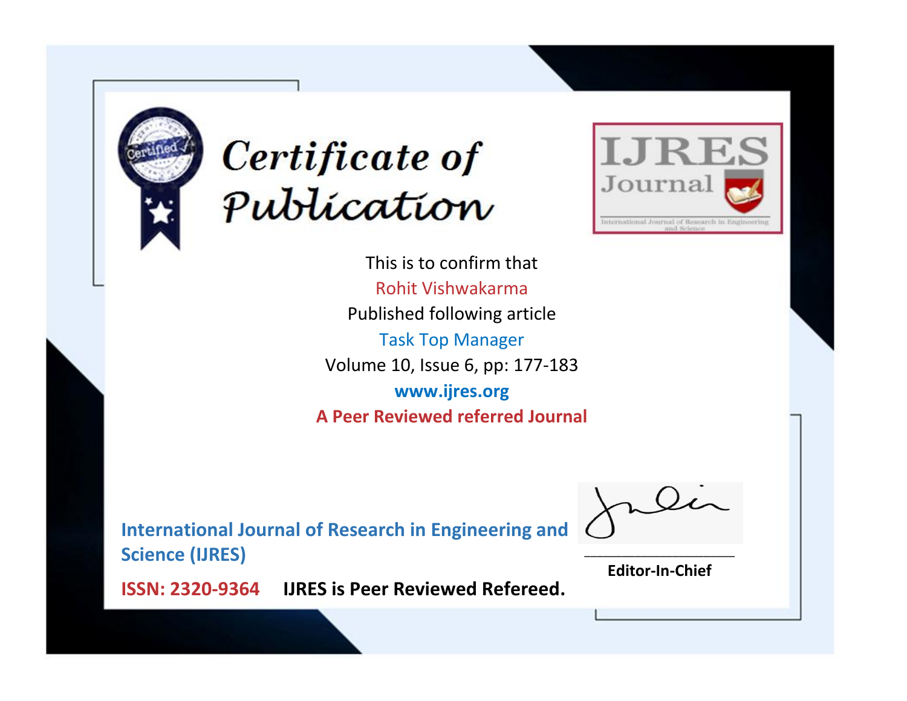# Certificate of Publication

IJRES Journal

International Journal of Research in Engineering and Science

This is to confirm that

Rohit Vishwakarma

Published following article

Task Top Manager

Volume 10, Issue 6, pp: 177-183

**www.ijres.org**

**A Peer Reviewed referred Journal**

**International Journal of Research in Engineering and Science (IJRES)**

**ISSN: 2320-9364** **IJRES is Peer Reviewed Refereed.**

**Editor-In-Chief**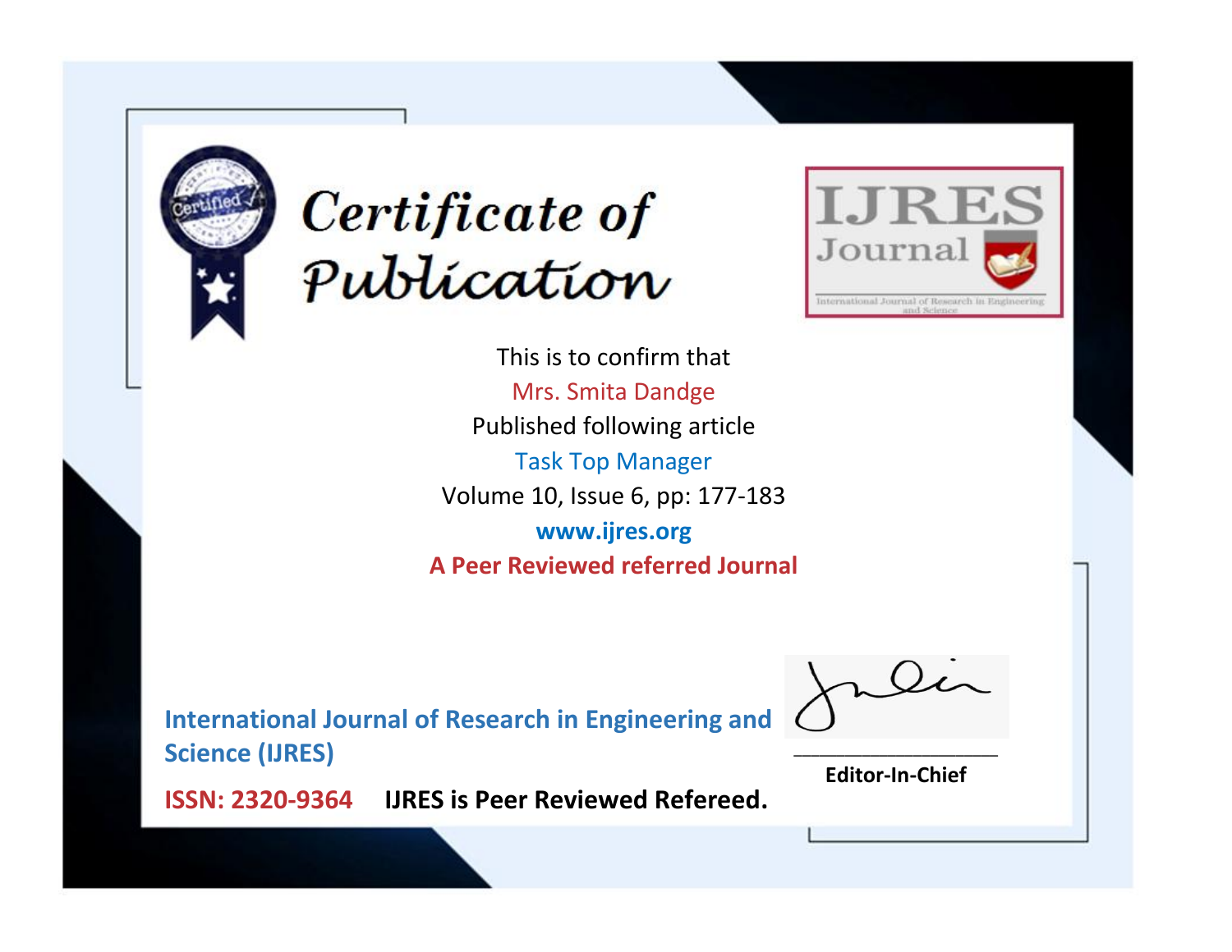# Certificate of Publication

IJRES Journal

International Journal of Research in Engineering and Science

This is to confirm that

Mrs. Smita Dandge

Published following article

Task Top Manager

Volume 10, Issue 6, pp: 177-183

**www.ijres.org**

**A Peer Reviewed referred Journal**

**International Journal of Research in Engineering and Science (IJRES)**

**ISSN: 2320-9364** **IJRES is Peer Reviewed Refereed.**

**Editor-In-Chief**